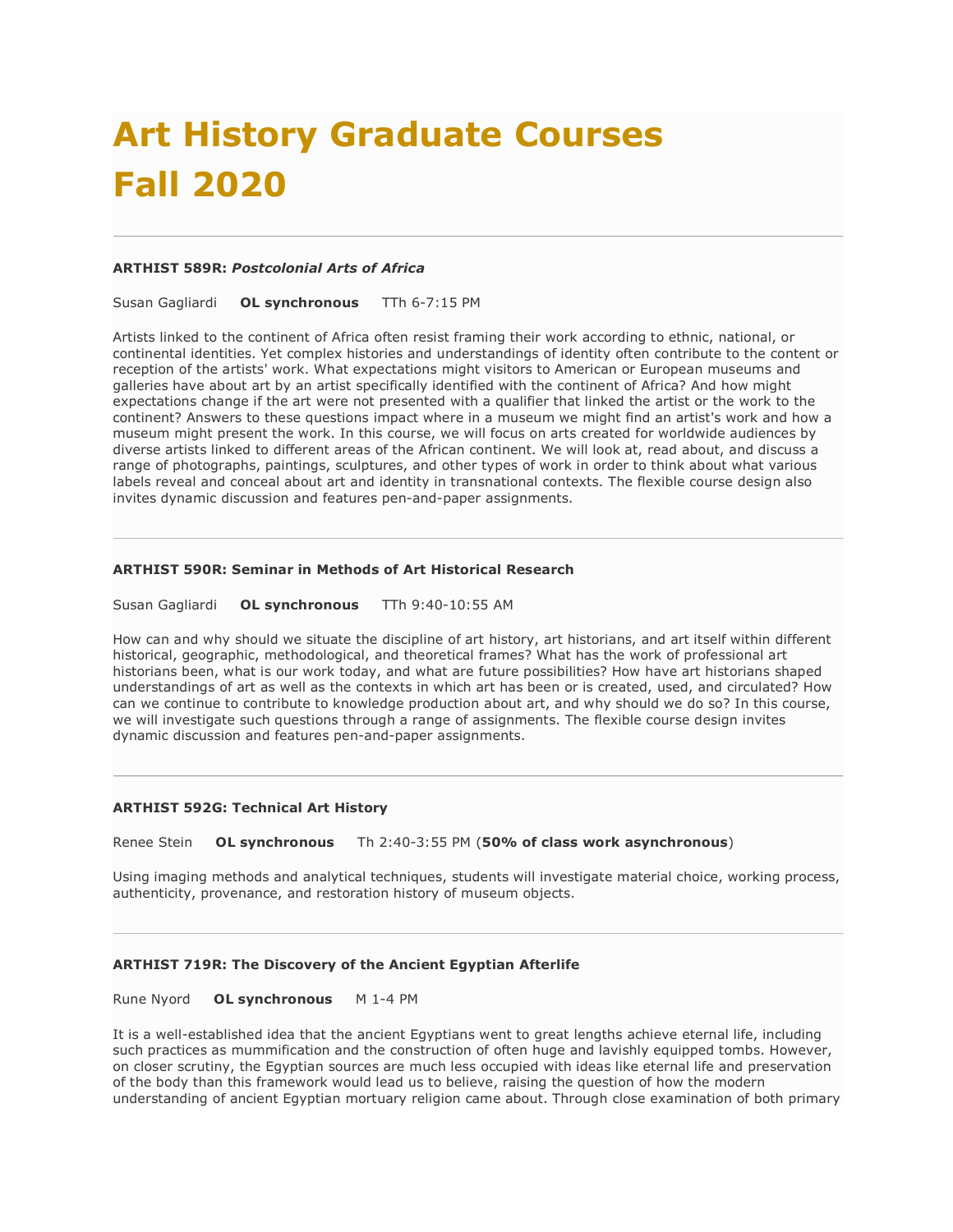# Art History Graduate Courses Fall 2020

---

**ARTHIST 589R: *Postcolonial Arts of Africa***

Susan Gagliardi **OL synchronous** TTh 6-7:15 PM

Artists linked to the continent of Africa often resist framing their work according to ethnic, national, or continental identities. Yet complex histories and understandings of identity often contribute to the content or reception of the artists' work. What expectations might visitors to American or European museums and galleries have about art by an artist specifically identified with the continent of Africa? And how might expectations change if the art were not presented with a qualifier that linked the artist or the work to the continent? Answers to these questions impact where in a museum we might find an artist's work and how a museum might present the work. In this course, we will focus on arts created for worldwide audiences by diverse artists linked to different areas of the African continent. We will look at, read about, and discuss a range of photographs, paintings, sculptures, and other types of work in order to think about what various labels reveal and conceal about art and identity in transnational contexts. The flexible course design also invites dynamic discussion and features pen-and-paper assignments.

---

**ARTHIST 590R: Seminar in Methods of Art Historical Research**

Susan Gagliardi **OL synchronous** TTh 9:40-10:55 AM

How can and why should we situate the discipline of art history, art historians, and art itself within different historical, geographic, methodological, and theoretical frames? What has the work of professional art historians been, what is our work today, and what are future possibilities? How have art historians shaped understandings of art as well as the contexts in which art has been or is created, used, and circulated? How can we continue to contribute to knowledge production about art, and why should we do so? In this course, we will investigate such questions through a range of assignments. The flexible course design invites dynamic discussion and features pen-and-paper assignments.

---

**ARTHIST 592G: Technical Art History**

Renee Stein **OL synchronous** Th 2:40-3:55 PM (**50% of class work asynchronous**)

Using imaging methods and analytical techniques, students will investigate material choice, working process, authenticity, provenance, and restoration history of museum objects.

---

**ARTHIST 719R: The Discovery of the Ancient Egyptian Afterlife**

Rune Nyord **OL synchronous** M 1-4 PM

It is a well-established idea that the ancient Egyptians went to great lengths achieve eternal life, including such practices as mummification and the construction of often huge and lavishly equipped tombs. However, on closer scrutiny, the Egyptian sources are much less occupied with ideas like eternal life and preservation of the body than this framework would lead us to believe, raising the question of how the modern understanding of ancient Egyptian mortuary religion came about. Through close examination of both primary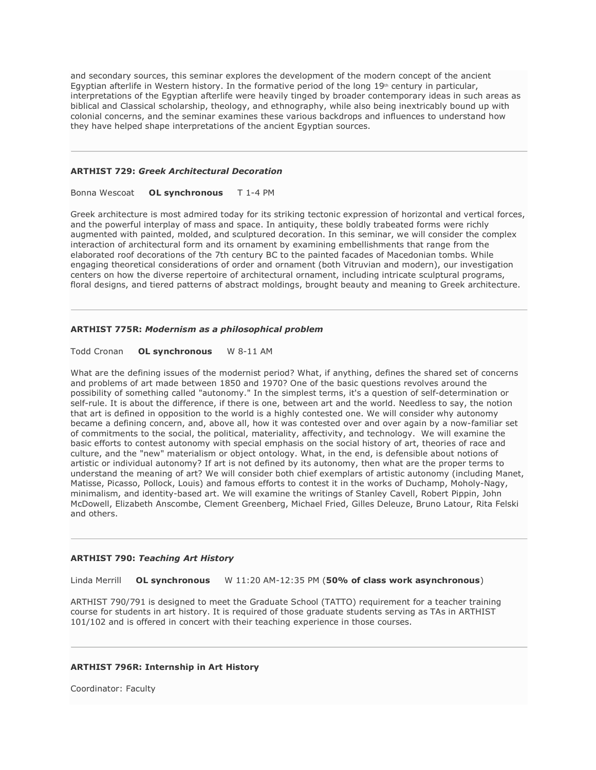and secondary sources, this seminar explores the development of the modern concept of the ancient Egyptian afterlife in Western history. In the formative period of the long 19th century in particular, interpretations of the Egyptian afterlife were heavily tinged by broader contemporary ideas in such areas as biblical and Classical scholarship, theology, and ethnography, while also being inextricably bound up with colonial concerns, and the seminar examines these various backdrops and influences to understand how they have helped shape interpretations of the ancient Egyptian sources.

---

**ARTHIST 729:** ***Greek Architectural Decoration***

Bonna Wescoat **OL synchronous** T 1-4 PM

Greek architecture is most admired today for its striking tectonic expression of horizontal and vertical forces, and the powerful interplay of mass and space. In antiquity, these boldly trabeated forms were richly augmented with painted, molded, and sculptured decoration. In this seminar, we will consider the complex interaction of architectural form and its ornament by examining embellishments that range from the elaborated roof decorations of the 7th century BC to the painted facades of Macedonian tombs. While engaging theoretical considerations of order and ornament (both Vitruvian and modern), our investigation centers on how the diverse repertoire of architectural ornament, including intricate sculptural programs, floral designs, and tiered patterns of abstract moldings, brought beauty and meaning to Greek architecture.

---

**ARTHIST 775R:** ***Modernism as a philosophical problem***

Todd Cronan **OL synchronous** W 8-11 AM

What are the defining issues of the modernist period? What, if anything, defines the shared set of concerns and problems of art made between 1850 and 1970? One of the basic questions revolves around the possibility of something called "autonomy." In the simplest terms, it's a question of self-determination or self-rule. It is about the difference, if there is one, between art and the world. Needless to say, the notion that art is defined in opposition to the world is a highly contested one. We will consider why autonomy became a defining concern, and, above all, how it was contested over and over again by a now-familiar set of commitments to the social, the political, materiality, affectivity, and technology. We will examine the basic efforts to contest autonomy with special emphasis on the social history of art, theories of race and culture, and the "new" materialism or object ontology. What, in the end, is defensible about notions of artistic or individual autonomy? If art is not defined by its autonomy, then what are the proper terms to understand the meaning of art? We will consider both chief exemplars of artistic autonomy (including Manet, Matisse, Picasso, Pollock, Louis) and famous efforts to contest it in the works of Duchamp, Moholy-Nagy, minimalism, and identity-based art. We will examine the writings of Stanley Cavell, Robert Pippin, John McDowell, Elizabeth Anscombe, Clement Greenberg, Michael Fried, Gilles Deleuze, Bruno Latour, Rita Felski and others.

---

**ARTHIST 790:** ***Teaching Art History***

Linda Merrill **OL synchronous** W 11:20 AM-12:35 PM (**50% of class work asynchronous**)

ARTHIST 790/791 is designed to meet the Graduate School (TATTO) requirement for a teacher training course for students in art history. It is required of those graduate students serving as TAs in ARTHIST 101/102 and is offered in concert with their teaching experience in those courses.

---

**ARTHIST 796R: Internship in Art History**

Coordinator: Faculty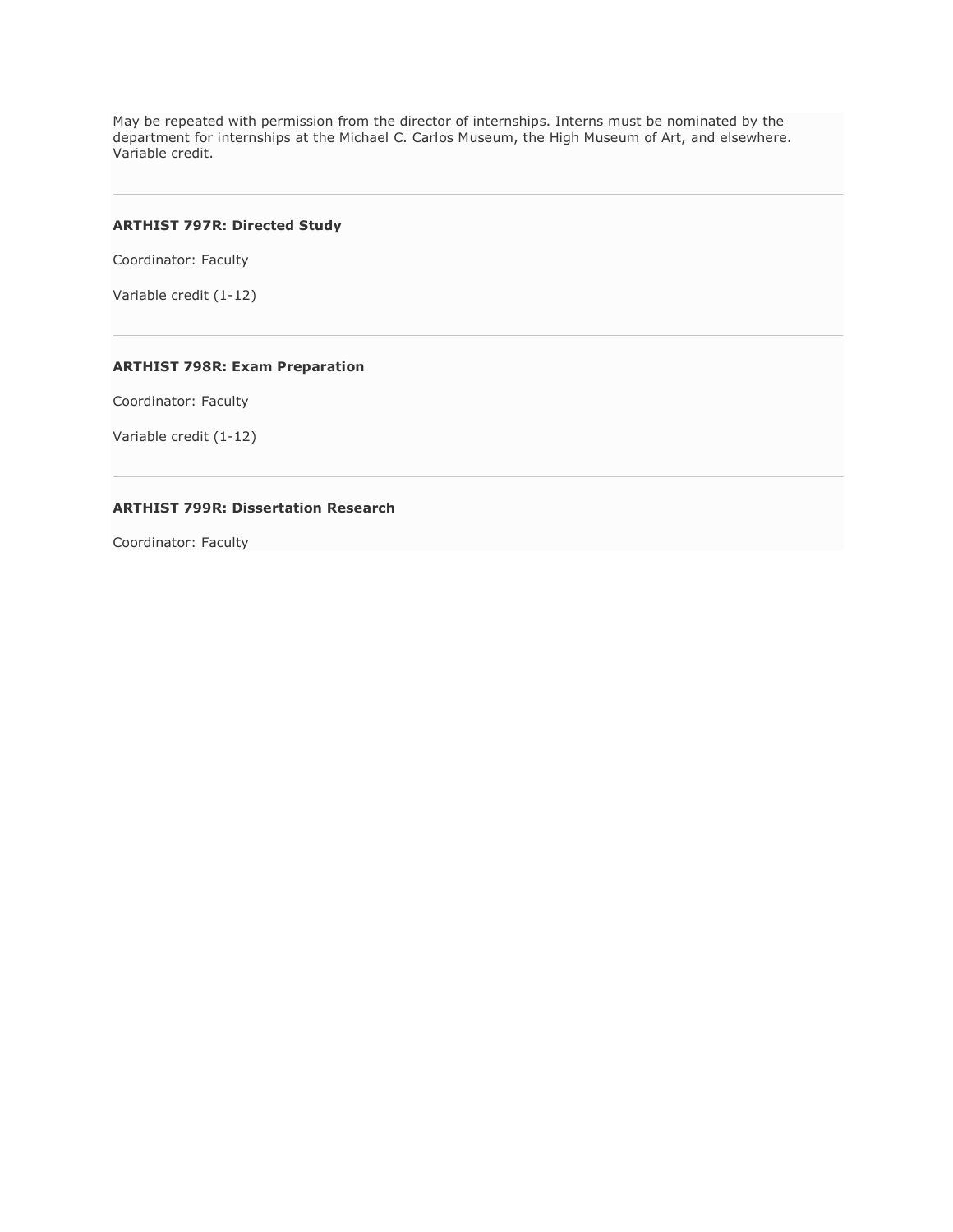May be repeated with permission from the director of internships. Interns must be nominated by the department for internships at the Michael C. Carlos Museum, the High Museum of Art, and elsewhere. Variable credit.

---

**ARTHIST 797R: Directed Study**

Coordinator: Faculty

Variable credit (1-12)

---

**ARTHIST 798R: Exam Preparation**

Coordinator: Faculty

Variable credit (1-12)

---

**ARTHIST 799R: Dissertation Research**

Coordinator: Faculty